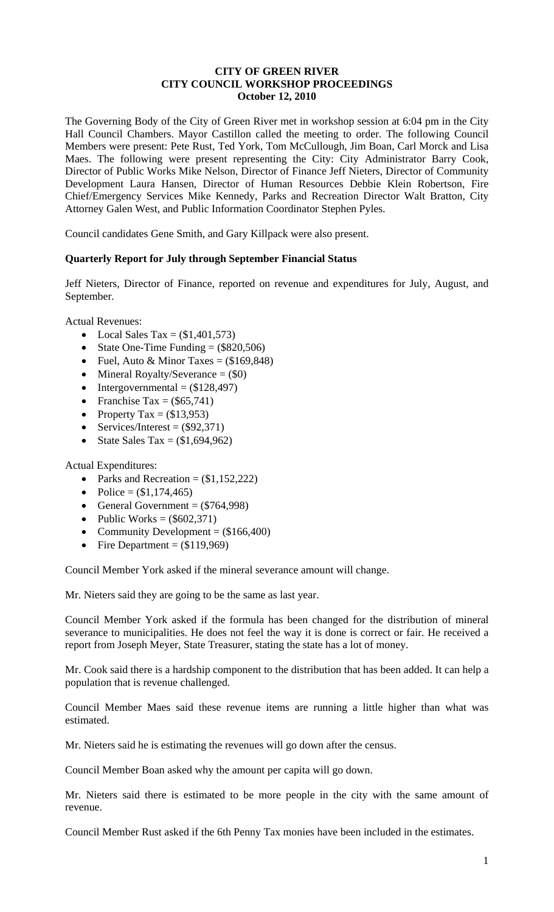# CITY OF GREEN RIVER
# CITY COUNCIL WORKSHOP PROCEEDINGS
## October 12, 2010

The Governing Body of the City of Green River met in workshop session at 6:04 pm in the City Hall Council Chambers. Mayor Castillon called the meeting to order. The following Council Members were present: Pete Rust, Ted York, Tom McCullough, Jim Boan, Carl Morck and Lisa Maes. The following were present representing the City: City Administrator Barry Cook, Director of Public Works Mike Nelson, Director of Finance Jeff Nieters, Director of Community Development Laura Hansen, Director of Human Resources Debbie Klein Robertson, Fire Chief/Emergency Services Mike Kennedy, Parks and Recreation Director Walt Bratton, City Attorney Galen West, and Public Information Coordinator Stephen Pyles.

Council candidates Gene Smith, and Gary Killpack were also present.

### Quarterly Report for July through September Financial Status

Jeff Nieters, Director of Finance, reported on revenue and expenditures for July, August, and September.

Actual Revenues:

- Local Sales Tax = ($1,401,573)
- State One-Time Funding = ($820,506)
- Fuel, Auto & Minor Taxes = ($169,848)
- Mineral Royalty/Severance = ($0)
- Intergovernmental = ($128,497)
- Franchise Tax = ($65,741)
- Property Tax = ($13,953)
- Services/Interest = ($92,371)
- State Sales Tax = ($1,694,962)

Actual Expenditures:

- Parks and Recreation = ($1,152,222)
- Police = ($1,174,465)
- General Government = ($764,998)
- Public Works = ($602,371)
- Community Development = ($166,400)
- Fire Department = ($119,969)

Council Member York asked if the mineral severance amount will change.

Mr. Nieters said they are going to be the same as last year.

Council Member York asked if the formula has been changed for the distribution of mineral severance to municipalities. He does not feel the way it is done is correct or fair. He received a report from Joseph Meyer, State Treasurer, stating the state has a lot of money.

Mr. Cook said there is a hardship component to the distribution that has been added. It can help a population that is revenue challenged.

Council Member Maes said these revenue items are running a little higher than what was estimated.

Mr. Nieters said he is estimating the revenues will go down after the census.

Council Member Boan asked why the amount per capita will go down.

Mr. Nieters said there is estimated to be more people in the city with the same amount of revenue.

Council Member Rust asked if the 6th Penny Tax monies have been included in the estimates.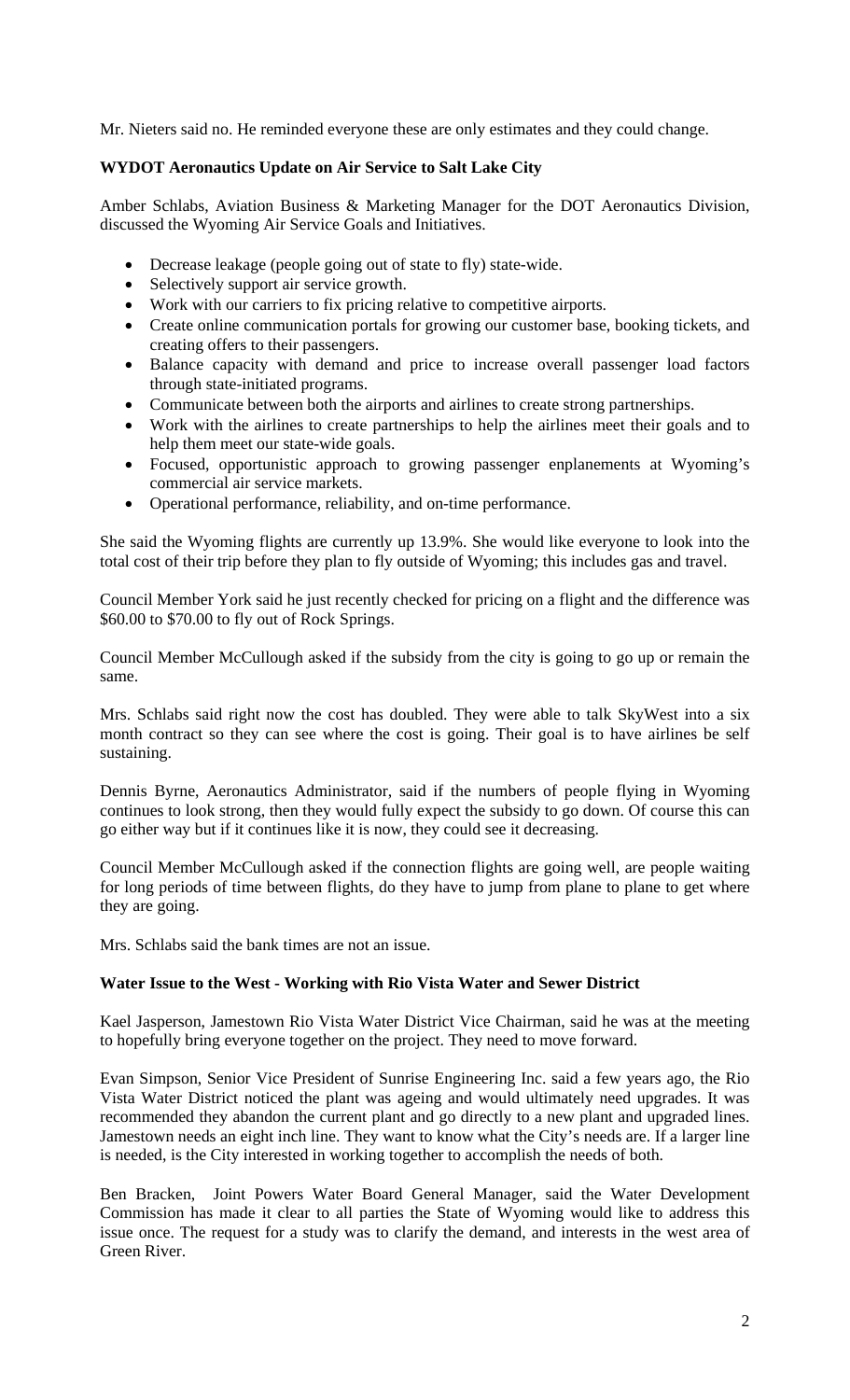Mr. Nieters said no. He reminded everyone these are only estimates and they could change.

**WYDOT Aeronautics Update on Air Service to Salt Lake City**

Amber Schlabs, Aviation Business & Marketing Manager for the DOT Aeronautics Division, discussed the Wyoming Air Service Goals and Initiatives.

- Decrease leakage (people going out of state to fly) state-wide.
- Selectively support air service growth.
- Work with our carriers to fix pricing relative to competitive airports.
- Create online communication portals for growing our customer base, booking tickets, and creating offers to their passengers.
- Balance capacity with demand and price to increase overall passenger load factors through state-initiated programs.
- Communicate between both the airports and airlines to create strong partnerships.
- Work with the airlines to create partnerships to help the airlines meet their goals and to help them meet our state-wide goals.
- Focused, opportunistic approach to growing passenger enplanements at Wyoming's commercial air service markets.
- Operational performance, reliability, and on-time performance.

She said the Wyoming flights are currently up 13.9%. She would like everyone to look into the total cost of their trip before they plan to fly outside of Wyoming; this includes gas and travel.

Council Member York said he just recently checked for pricing on a flight and the difference was $60.00 to $70.00 to fly out of Rock Springs.

Council Member McCullough asked if the subsidy from the city is going to go up or remain the same.

Mrs. Schlabs said right now the cost has doubled. They were able to talk SkyWest into a six month contract so they can see where the cost is going. Their goal is to have airlines be self sustaining.

Dennis Byrne, Aeronautics Administrator, said if the numbers of people flying in Wyoming continues to look strong, then they would fully expect the subsidy to go down. Of course this can go either way but if it continues like it is now, they could see it decreasing.

Council Member McCullough asked if the connection flights are going well, are people waiting for long periods of time between flights, do they have to jump from plane to plane to get where they are going.

Mrs. Schlabs said the bank times are not an issue.

**Water Issue to the West - Working with Rio Vista Water and Sewer District**

Kael Jasperson, Jamestown Rio Vista Water District Vice Chairman, said he was at the meeting to hopefully bring everyone together on the project. They need to move forward.

Evan Simpson, Senior Vice President of Sunrise Engineering Inc. said a few years ago, the Rio Vista Water District noticed the plant was ageing and would ultimately need upgrades. It was recommended they abandon the current plant and go directly to a new plant and upgraded lines. Jamestown needs an eight inch line. They want to know what the City's needs are. If a larger line is needed, is the City interested in working together to accomplish the needs of both.

Ben Bracken, Joint Powers Water Board General Manager, said the Water Development Commission has made it clear to all parties the State of Wyoming would like to address this issue once. The request for a study was to clarify the demand, and interests in the west area of Green River.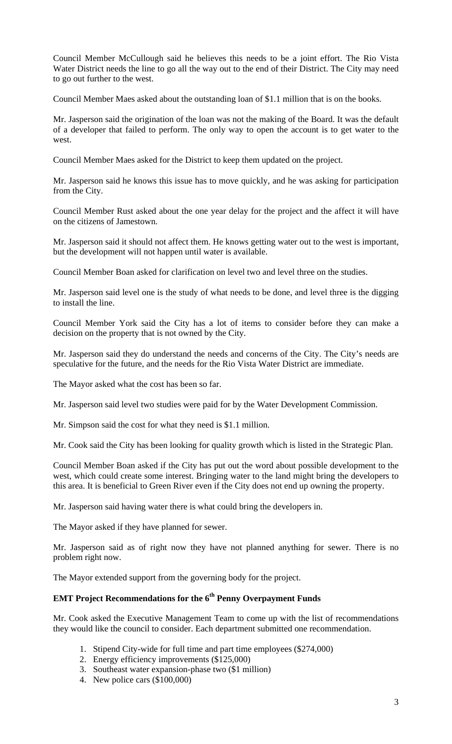Council Member McCullough said he believes this needs to be a joint effort. The Rio Vista Water District needs the line to go all the way out to the end of their District. The City may need to go out further to the west.

Council Member Maes asked about the outstanding loan of $1.1 million that is on the books.

Mr. Jasperson said the origination of the loan was not the making of the Board. It was the default of a developer that failed to perform. The only way to open the account is to get water to the west.

Council Member Maes asked for the District to keep them updated on the project.

Mr. Jasperson said he knows this issue has to move quickly, and he was asking for participation from the City.

Council Member Rust asked about the one year delay for the project and the affect it will have on the citizens of Jamestown.

Mr. Jasperson said it should not affect them. He knows getting water out to the west is important, but the development will not happen until water is available.

Council Member Boan asked for clarification on level two and level three on the studies.

Mr. Jasperson said level one is the study of what needs to be done, and level three is the digging to install the line.

Council Member York said the City has a lot of items to consider before they can make a decision on the property that is not owned by the City.

Mr. Jasperson said they do understand the needs and concerns of the City. The City's needs are speculative for the future, and the needs for the Rio Vista Water District are immediate.

The Mayor asked what the cost has been so far.

Mr. Jasperson said level two studies were paid for by the Water Development Commission.

Mr. Simpson said the cost for what they need is $1.1 million.

Mr. Cook said the City has been looking for quality growth which is listed in the Strategic Plan.

Council Member Boan asked if the City has put out the word about possible development to the west, which could create some interest. Bringing water to the land might bring the developers to this area. It is beneficial to Green River even if the City does not end up owning the property.

Mr. Jasperson said having water there is what could bring the developers in.

The Mayor asked if they have planned for sewer.

Mr. Jasperson said as of right now they have not planned anything for sewer. There is no problem right now.

The Mayor extended support from the governing body for the project.

### EMT Project Recommendations for the 6th Penny Overpayment Funds

Mr. Cook asked the Executive Management Team to come up with the list of recommendations they would like the council to consider. Each department submitted one recommendation.

1. Stipend City-wide for full time and part time employees ($274,000)
2. Energy efficiency improvements ($125,000)
3. Southeast water expansion-phase two ($1 million)
4. New police cars ($100,000)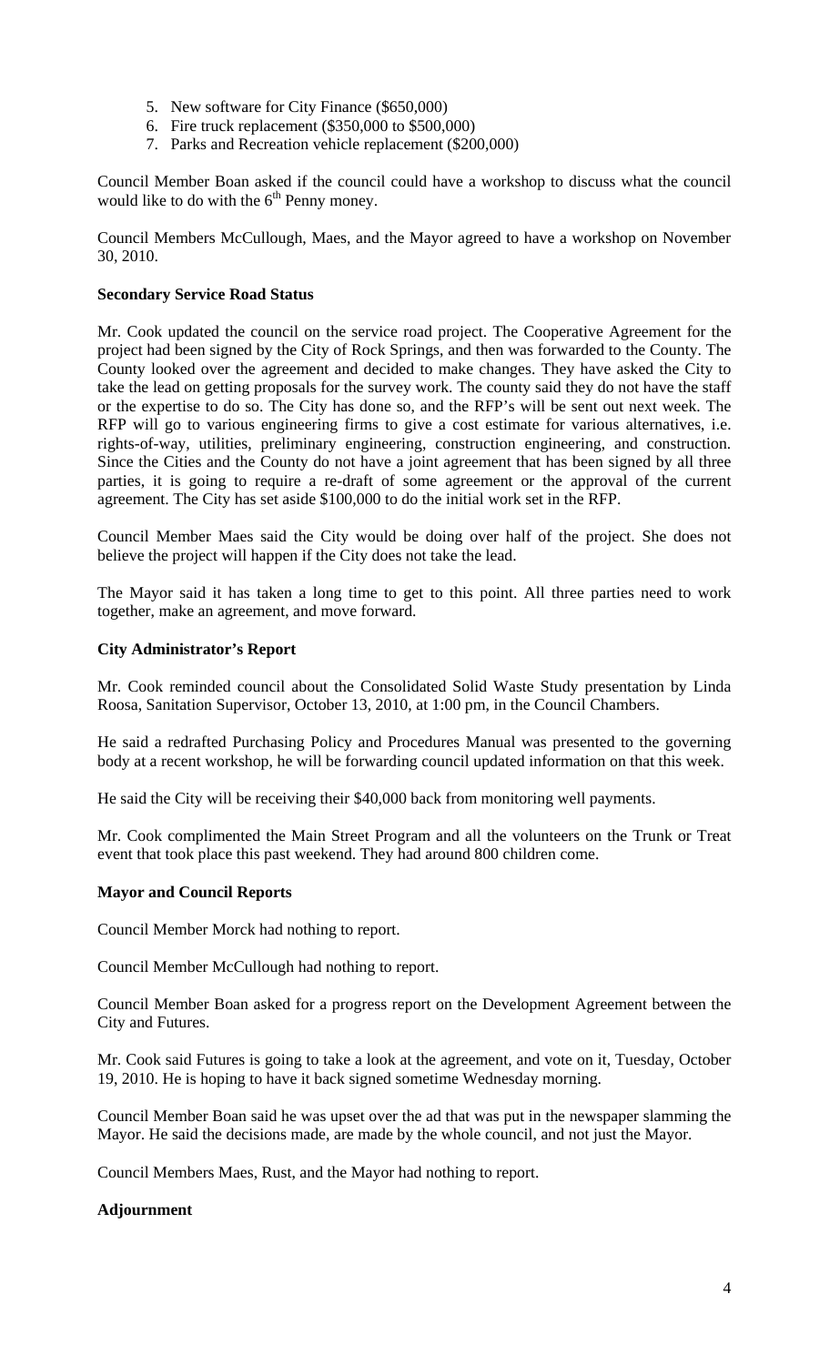5. New software for City Finance ($650,000)
6. Fire truck replacement ($350,000 to $500,000)
7. Parks and Recreation vehicle replacement ($200,000)

Council Member Boan asked if the council could have a workshop to discuss what the council would like to do with the 6th Penny money.

Council Members McCullough, Maes, and the Mayor agreed to have a workshop on November 30, 2010.

**Secondary Service Road Status**

Mr. Cook updated the council on the service road project. The Cooperative Agreement for the project had been signed by the City of Rock Springs, and then was forwarded to the County. The County looked over the agreement and decided to make changes. They have asked the City to take the lead on getting proposals for the survey work. The county said they do not have the staff or the expertise to do so. The City has done so, and the RFP's will be sent out next week. The RFP will go to various engineering firms to give a cost estimate for various alternatives, i.e. rights-of-way, utilities, preliminary engineering, construction engineering, and construction. Since the Cities and the County do not have a joint agreement that has been signed by all three parties, it is going to require a re-draft of some agreement or the approval of the current agreement. The City has set aside $100,000 to do the initial work set in the RFP.

Council Member Maes said the City would be doing over half of the project. She does not believe the project will happen if the City does not take the lead.

The Mayor said it has taken a long time to get to this point. All three parties need to work together, make an agreement, and move forward.

**City Administrator's Report**

Mr. Cook reminded council about the Consolidated Solid Waste Study presentation by Linda Roosa, Sanitation Supervisor, October 13, 2010, at 1:00 pm, in the Council Chambers.

He said a redrafted Purchasing Policy and Procedures Manual was presented to the governing body at a recent workshop, he will be forwarding council updated information on that this week.

He said the City will be receiving their $40,000 back from monitoring well payments.

Mr. Cook complimented the Main Street Program and all the volunteers on the Trunk or Treat event that took place this past weekend. They had around 800 children come.

**Mayor and Council Reports**

Council Member Morck had nothing to report.

Council Member McCullough had nothing to report.

Council Member Boan asked for a progress report on the Development Agreement between the City and Futures.

Mr. Cook said Futures is going to take a look at the agreement, and vote on it, Tuesday, October 19, 2010. He is hoping to have it back signed sometime Wednesday morning.

Council Member Boan said he was upset over the ad that was put in the newspaper slamming the Mayor. He said the decisions made, are made by the whole council, and not just the Mayor.

Council Members Maes, Rust, and the Mayor had nothing to report.

**Adjournment**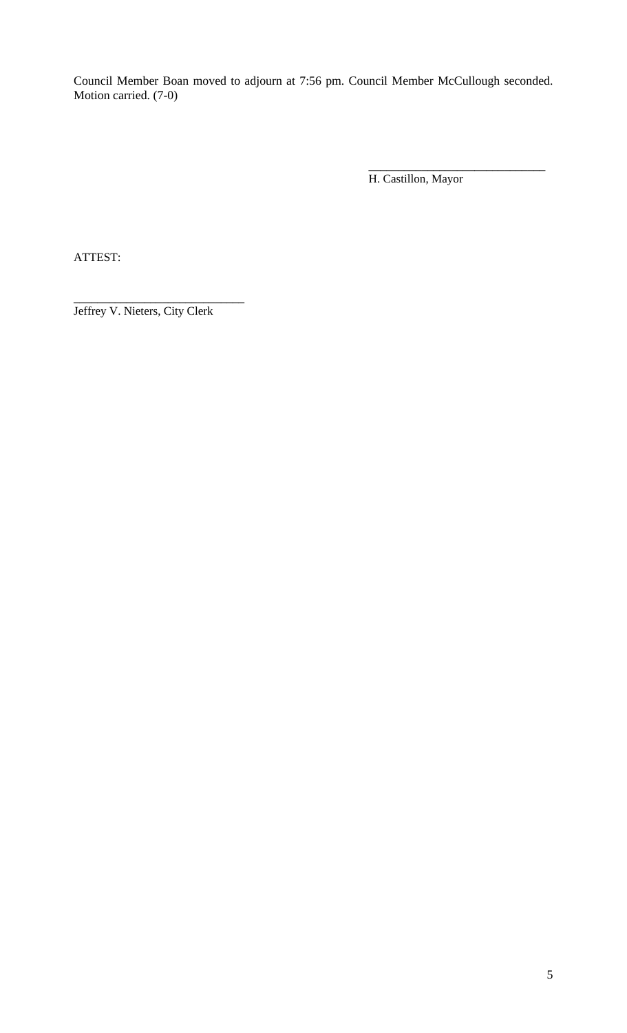Council Member Boan moved to adjourn at 7:56 pm. Council Member McCullough seconded. Motion carried. (7-0)

\_\_\_\_\_\_\_\_\_\_\_\_\_\_\_\_\_\_\_\_\_\_\_\_\_\_\_\_\_\_
H. Castillon, Mayor

ATTEST:

\_\_\_\_\_\_\_\_\_\_\_\_\_\_\_\_\_\_\_\_\_\_\_\_\_\_\_\_\_\_
Jeffrey V. Nieters, City Clerk